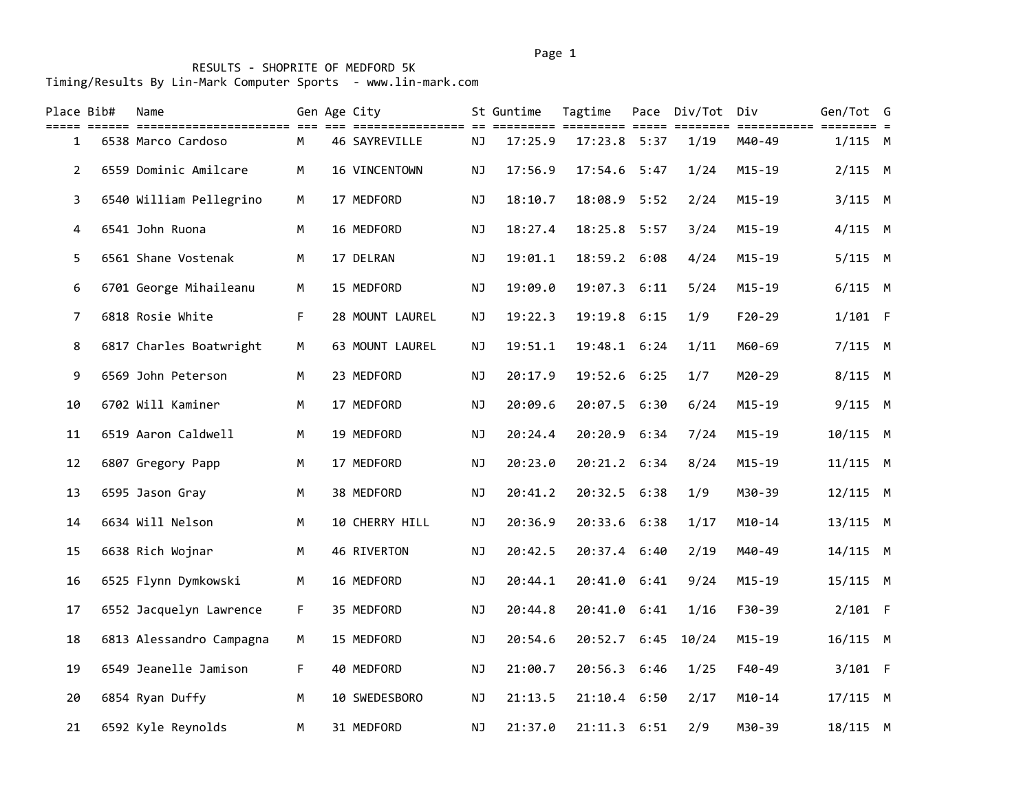RESULTS - SHOPRITE OF MEDFORD 5K

Timing/Results By Lin-Mark Computer Sports - www.lin-mark.com

| Place | Bib# | Name | Gen | Age | City | St | Guntime | Tagtime | Pace | Div/Tot | Div | Gen/Tot | G |
|---|---|---|---|---|---|---|---|---|---|---|---|---|---|
| 1 | 6538 | Marco Cardoso | M | 46 | SAYREVILLE | NJ | 17:25.9 | 17:23.8 | 5:37 | 1/19 | M40-49 | 1/115 | M |
| 2 | 6559 | Dominic Amilcare | M | 16 | VINCENTOWN | NJ | 17:56.9 | 17:54.6 | 5:47 | 1/24 | M15-19 | 2/115 | M |
| 3 | 6540 | William Pellegrino | M | 17 | MEDFORD | NJ | 18:10.7 | 18:08.9 | 5:52 | 2/24 | M15-19 | 3/115 | M |
| 4 | 6541 | John Ruona | M | 16 | MEDFORD | NJ | 18:27.4 | 18:25.8 | 5:57 | 3/24 | M15-19 | 4/115 | M |
| 5 | 6561 | Shane Vostenak | M | 17 | DELRAN | NJ | 19:01.1 | 18:59.2 | 6:08 | 4/24 | M15-19 | 5/115 | M |
| 6 | 6701 | George Mihaileanu | M | 15 | MEDFORD | NJ | 19:09.0 | 19:07.3 | 6:11 | 5/24 | M15-19 | 6/115 | M |
| 7 | 6818 | Rosie White | F | 28 | MOUNT LAUREL | NJ | 19:22.3 | 19:19.8 | 6:15 | 1/9 | F20-29 | 1/101 | F |
| 8 | 6817 | Charles Boatwright | M | 63 | MOUNT LAUREL | NJ | 19:51.1 | 19:48.1 | 6:24 | 1/11 | M60-69 | 7/115 | M |
| 9 | 6569 | John Peterson | M | 23 | MEDFORD | NJ | 20:17.9 | 19:52.6 | 6:25 | 1/7 | M20-29 | 8/115 | M |
| 10 | 6702 | Will Kaminer | M | 17 | MEDFORD | NJ | 20:09.6 | 20:07.5 | 6:30 | 6/24 | M15-19 | 9/115 | M |
| 11 | 6519 | Aaron Caldwell | M | 19 | MEDFORD | NJ | 20:24.4 | 20:20.9 | 6:34 | 7/24 | M15-19 | 10/115 | M |
| 12 | 6807 | Gregory Papp | M | 17 | MEDFORD | NJ | 20:23.0 | 20:21.2 | 6:34 | 8/24 | M15-19 | 11/115 | M |
| 13 | 6595 | Jason Gray | M | 38 | MEDFORD | NJ | 20:41.2 | 20:32.5 | 6:38 | 1/9 | M30-39 | 12/115 | M |
| 14 | 6634 | Will Nelson | M | 10 | CHERRY HILL | NJ | 20:36.9 | 20:33.6 | 6:38 | 1/17 | M10-14 | 13/115 | M |
| 15 | 6638 | Rich Wojnar | M | 46 | RIVERTON | NJ | 20:42.5 | 20:37.4 | 6:40 | 2/19 | M40-49 | 14/115 | M |
| 16 | 6525 | Flynn Dymkowski | M | 16 | MEDFORD | NJ | 20:44.1 | 20:41.0 | 6:41 | 9/24 | M15-19 | 15/115 | M |
| 17 | 6552 | Jacquelyn Lawrence | F | 35 | MEDFORD | NJ | 20:44.8 | 20:41.0 | 6:41 | 1/16 | F30-39 | 2/101 | F |
| 18 | 6813 | Alessandro Campagna | M | 15 | MEDFORD | NJ | 20:54.6 | 20:52.7 | 6:45 | 10/24 | M15-19 | 16/115 | M |
| 19 | 6549 | Jeanelle Jamison | F | 40 | MEDFORD | NJ | 21:00.7 | 20:56.3 | 6:46 | 1/25 | F40-49 | 3/101 | F |
| 20 | 6854 | Ryan Duffy | M | 10 | SWEDESBORO | NJ | 21:13.5 | 21:10.4 | 6:50 | 2/17 | M10-14 | 17/115 | M |
| 21 | 6592 | Kyle Reynolds | M | 31 | MEDFORD | NJ | 21:37.0 | 21:11.3 | 6:51 | 2/9 | M30-39 | 18/115 | M |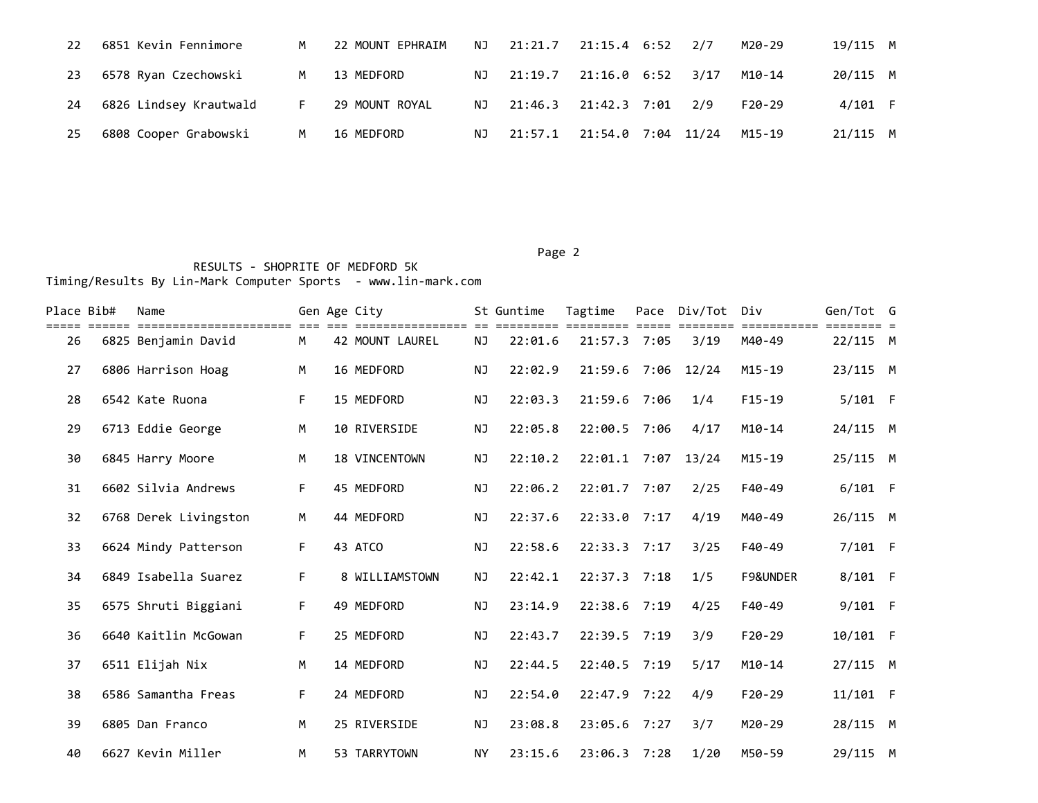| Place | Bib# | Name | Gen | Age | City | St | Guntime | Tagtime | Pace | Div/Tot | Div | Gen/Tot | G |
|---|---|---|---|---|---|---|---|---|---|---|---|---|---|
| 22 | 6851 | Kevin Fennimore | M | 22 | MOUNT EPHRAIM | NJ | 21:21.7 | 21:15.4 | 6:52 | 2/7 | M20-29 | 19/115 | M |
| 23 | 6578 | Ryan Czechowski | M | 13 | MEDFORD | NJ | 21:19.7 | 21:16.0 | 6:52 | 3/17 | M10-14 | 20/115 | M |
| 24 | 6826 | Lindsey Krautwald | F | 29 | MOUNT ROYAL | NJ | 21:46.3 | 21:42.3 | 7:01 | 2/9 | F20-29 | 4/101 | F |
| 25 | 6808 | Cooper Grabowski | M | 16 | MEDFORD | NJ | 21:57.1 | 21:54.0 | 7:04 | 11/24 | M15-19 | 21/115 | M |

RESULTS - SHOPRITE OF MEDFORD 5K

Timing/Results By Lin-Mark Computer Sports - www.lin-mark.com

| Place | Bib# | Name | Gen | Age | City | St | Guntime | Tagtime | Pace | Div/Tot | Div | Gen/Tot | G |
|---|---|---|---|---|---|---|---|---|---|---|---|---|---|
| 26 | 6825 | Benjamin David | M | 42 | MOUNT LAUREL | NJ | 22:01.6 | 21:57.3 | 7:05 | 3/19 | M40-49 | 22/115 | M |
| 27 | 6806 | Harrison Hoag | M | 16 | MEDFORD | NJ | 22:02.9 | 21:59.6 | 7:06 | 12/24 | M15-19 | 23/115 | M |
| 28 | 6542 | Kate Ruona | F | 15 | MEDFORD | NJ | 22:03.3 | 21:59.6 | 7:06 | 1/4 | F15-19 | 5/101 | F |
| 29 | 6713 | Eddie George | M | 10 | RIVERSIDE | NJ | 22:05.8 | 22:00.5 | 7:06 | 4/17 | M10-14 | 24/115 | M |
| 30 | 6845 | Harry Moore | M | 18 | VINCENTOWN | NJ | 22:10.2 | 22:01.1 | 7:07 | 13/24 | M15-19 | 25/115 | M |
| 31 | 6602 | Silvia Andrews | F | 45 | MEDFORD | NJ | 22:06.2 | 22:01.7 | 7:07 | 2/25 | F40-49 | 6/101 | F |
| 32 | 6768 | Derek Livingston | M | 44 | MEDFORD | NJ | 22:37.6 | 22:33.0 | 7:17 | 4/19 | M40-49 | 26/115 | M |
| 33 | 6624 | Mindy Patterson | F | 43 | ATCO | NJ | 22:58.6 | 22:33.3 | 7:17 | 3/25 | F40-49 | 7/101 | F |
| 34 | 6849 | Isabella Suarez | F | 8 | WILLIAMSTOWN | NJ | 22:42.1 | 22:37.3 | 7:18 | 1/5 | F9&UNDER | 8/101 | F |
| 35 | 6575 | Shruti Biggiani | F | 49 | MEDFORD | NJ | 23:14.9 | 22:38.6 | 7:19 | 4/25 | F40-49 | 9/101 | F |
| 36 | 6640 | Kaitlin McGowan | F | 25 | MEDFORD | NJ | 22:43.7 | 22:39.5 | 7:19 | 3/9 | F20-29 | 10/101 | F |
| 37 | 6511 | Elijah Nix | M | 14 | MEDFORD | NJ | 22:44.5 | 22:40.5 | 7:19 | 5/17 | M10-14 | 27/115 | M |
| 38 | 6586 | Samantha Freas | F | 24 | MEDFORD | NJ | 22:54.0 | 22:47.9 | 7:22 | 4/9 | F20-29 | 11/101 | F |
| 39 | 6805 | Dan Franco | M | 25 | RIVERSIDE | NJ | 23:08.8 | 23:05.6 | 7:27 | 3/7 | M20-29 | 28/115 | M |
| 40 | 6627 | Kevin Miller | M | 53 | TARRYTOWN | NY | 23:15.6 | 23:06.3 | 7:28 | 1/20 | M50-59 | 29/115 | M |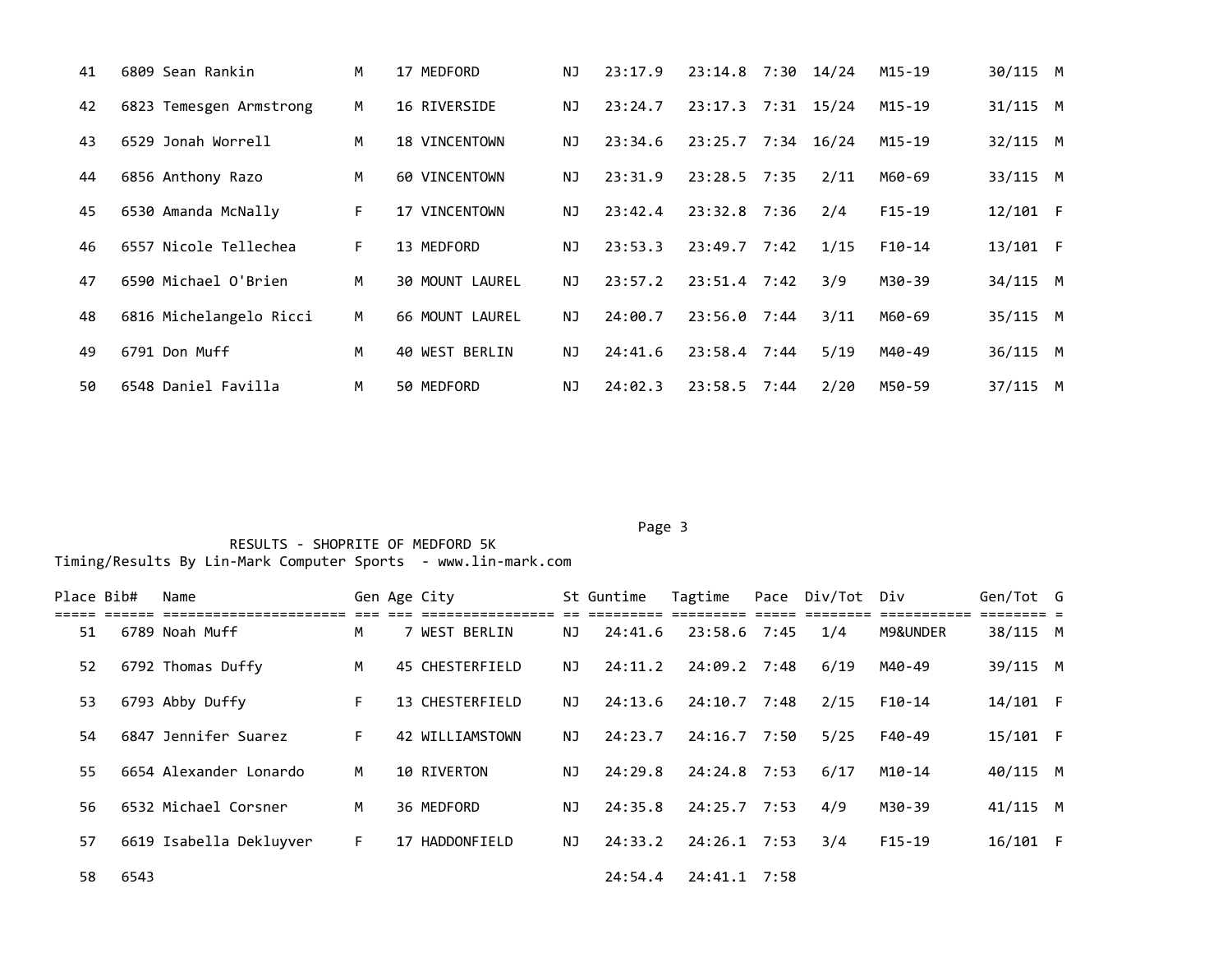| Place | Bib# | Name | Gen | Age | City | St | Guntime | Tagtime | Pace | Div/Tot | Div | Gen/Tot | G |
|---|---|---|---|---|---|---|---|---|---|---|---|---|---|
| 41 | 6809 | Sean Rankin | M | 17 | MEDFORD | NJ | 23:17.9 | 23:14.8 | 7:30 | 14/24 | M15-19 | 30/115 | M |
| 42 | 6823 | Temesgen Armstrong | M | 16 | RIVERSIDE | NJ | 23:24.7 | 23:17.3 | 7:31 | 15/24 | M15-19 | 31/115 | M |
| 43 | 6529 | Jonah Worrell | M | 18 | VINCENTOWN | NJ | 23:34.6 | 23:25.7 | 7:34 | 16/24 | M15-19 | 32/115 | M |
| 44 | 6856 | Anthony Razo | M | 60 | VINCENTOWN | NJ | 23:31.9 | 23:28.5 | 7:35 | 2/11 | M60-69 | 33/115 | M |
| 45 | 6530 | Amanda McNally | F | 17 | VINCENTOWN | NJ | 23:42.4 | 23:32.8 | 7:36 | 2/4 | F15-19 | 12/101 | F |
| 46 | 6557 | Nicole Tellechea | F | 13 | MEDFORD | NJ | 23:53.3 | 23:49.7 | 7:42 | 1/15 | F10-14 | 13/101 | F |
| 47 | 6590 | Michael O'Brien | M | 30 | MOUNT LAUREL | NJ | 23:57.2 | 23:51.4 | 7:42 | 3/9 | M30-39 | 34/115 | M |
| 48 | 6816 | Michelangelo Ricci | M | 66 | MOUNT LAUREL | NJ | 24:00.7 | 23:56.0 | 7:44 | 3/11 | M60-69 | 35/115 | M |
| 49 | 6791 | Don Muff | M | 40 | WEST BERLIN | NJ | 24:41.6 | 23:58.4 | 7:44 | 5/19 | M40-49 | 36/115 | M |
| 50 | 6548 | Daniel Favilla | M | 50 | MEDFORD | NJ | 24:02.3 | 23:58.5 | 7:44 | 2/20 | M50-59 | 37/115 | M |

RESULTS - SHOPRITE OF MEDFORD 5K
Timing/Results By Lin-Mark Computer Sports - www.lin-mark.com

| Place | Bib# | Name | Gen | Age | City | St | Guntime | Tagtime | Pace | Div/Tot | Div | Gen/Tot | G |
|---|---|---|---|---|---|---|---|---|---|---|---|---|---|
| 51 | 6789 | Noah Muff | M | 7 | WEST BERLIN | NJ | 24:41.6 | 23:58.6 | 7:45 | 1/4 | M9&UNDER | 38/115 | M |
| 52 | 6792 | Thomas Duffy | M | 45 | CHESTERFIELD | NJ | 24:11.2 | 24:09.2 | 7:48 | 6/19 | M40-49 | 39/115 | M |
| 53 | 6793 | Abby Duffy | F | 13 | CHESTERFIELD | NJ | 24:13.6 | 24:10.7 | 7:48 | 2/15 | F10-14 | 14/101 | F |
| 54 | 6847 | Jennifer Suarez | F | 42 | WILLIAMSTOWN | NJ | 24:23.7 | 24:16.7 | 7:50 | 5/25 | F40-49 | 15/101 | F |
| 55 | 6654 | Alexander Lonardo | M | 10 | RIVERTON | NJ | 24:29.8 | 24:24.8 | 7:53 | 6/17 | M10-14 | 40/115 | M |
| 56 | 6532 | Michael Corsner | M | 36 | MEDFORD | NJ | 24:35.8 | 24:25.7 | 7:53 | 4/9 | M30-39 | 41/115 | M |
| 57 | 6619 | Isabella Dekluyver | F | 17 | HADDONFIELD | NJ | 24:33.2 | 24:26.1 | 7:53 | 3/4 | F15-19 | 16/101 | F |
| 58 | 6543 | | | | | | 24:54.4 | 24:41.1 | 7:58 | | | | |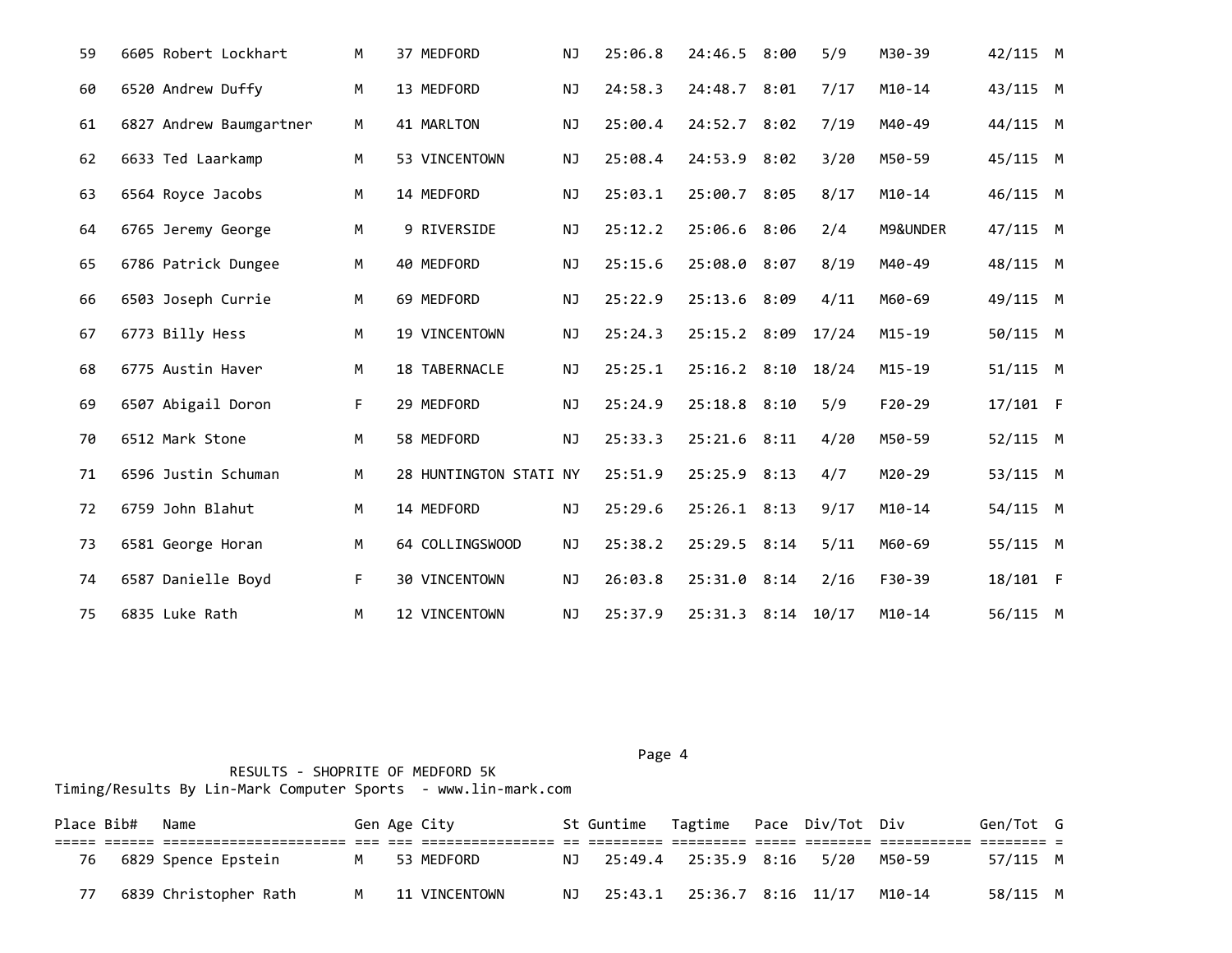| Place | Bib# | Name | Gen | Age | City | St | Guntime | Tagtime | Pace | Div/Tot | Div | Gen/Tot | G |
|---|---|---|---|---|---|---|---|---|---|---|---|---|---|
| 59 | 6605 | Robert Lockhart | M | 37 | MEDFORD | NJ | 25:06.8 | 24:46.5 | 8:00 | 5/9 | M30-39 | 42/115 | M |
| 60 | 6520 | Andrew Duffy | M | 13 | MEDFORD | NJ | 24:58.3 | 24:48.7 | 8:01 | 7/17 | M10-14 | 43/115 | M |
| 61 | 6827 | Andrew Baumgartner | M | 41 | MARLTON | NJ | 25:00.4 | 24:52.7 | 8:02 | 7/19 | M40-49 | 44/115 | M |
| 62 | 6633 | Ted Laarkamp | M | 53 | VINCENTOWN | NJ | 25:08.4 | 24:53.9 | 8:02 | 3/20 | M50-59 | 45/115 | M |
| 63 | 6564 | Royce Jacobs | M | 14 | MEDFORD | NJ | 25:03.1 | 25:00.7 | 8:05 | 8/17 | M10-14 | 46/115 | M |
| 64 | 6765 | Jeremy George | M | 9 | RIVERSIDE | NJ | 25:12.2 | 25:06.6 | 8:06 | 2/4 | M9&UNDER | 47/115 | M |
| 65 | 6786 | Patrick Dungee | M | 40 | MEDFORD | NJ | 25:15.6 | 25:08.0 | 8:07 | 8/19 | M40-49 | 48/115 | M |
| 66 | 6503 | Joseph Currie | M | 69 | MEDFORD | NJ | 25:22.9 | 25:13.6 | 8:09 | 4/11 | M60-69 | 49/115 | M |
| 67 | 6773 | Billy Hess | M | 19 | VINCENTOWN | NJ | 25:24.3 | 25:15.2 | 8:09 | 17/24 | M15-19 | 50/115 | M |
| 68 | 6775 | Austin Haver | M | 18 | TABERNACLE | NJ | 25:25.1 | 25:16.2 | 8:10 | 18/24 | M15-19 | 51/115 | M |
| 69 | 6507 | Abigail Doron | F | 29 | MEDFORD | NJ | 25:24.9 | 25:18.8 | 8:10 | 5/9 | F20-29 | 17/101 | F |
| 70 | 6512 | Mark Stone | M | 58 | MEDFORD | NJ | 25:33.3 | 25:21.6 | 8:11 | 4/20 | M50-59 | 52/115 | M |
| 71 | 6596 | Justin Schuman | M | 28 | HUNTINGTON STATI | NY | 25:51.9 | 25:25.9 | 8:13 | 4/7 | M20-29 | 53/115 | M |
| 72 | 6759 | John Blahut | M | 14 | MEDFORD | NJ | 25:29.6 | 25:26.1 | 8:13 | 9/17 | M10-14 | 54/115 | M |
| 73 | 6581 | George Horan | M | 64 | COLLINGSWOOD | NJ | 25:38.2 | 25:29.5 | 8:14 | 5/11 | M60-69 | 55/115 | M |
| 74 | 6587 | Danielle Boyd | F | 30 | VINCENTOWN | NJ | 26:03.8 | 25:31.0 | 8:14 | 2/16 | F30-39 | 18/101 | F |
| 75 | 6835 | Luke Rath | M | 12 | VINCENTOWN | NJ | 25:37.9 | 25:31.3 | 8:14 | 10/17 | M10-14 | 56/115 | M |

RESULTS - SHOPRITE OF MEDFORD 5K

Timing/Results By Lin-Mark Computer Sports - www.lin-mark.com

| Place | Bib# | Name | Gen | Age | City | St | Guntime | Tagtime | Pace | Div/Tot | Div | Gen/Tot | G |
|---|---|---|---|---|---|---|---|---|---|---|---|---|---|
| 76 | 6829 | Spence Epstein | M | 53 | MEDFORD | NJ | 25:49.4 | 25:35.9 | 8:16 | 5/20 | M50-59 | 57/115 | M |
| 77 | 6839 | Christopher Rath | M | 11 | VINCENTOWN | NJ | 25:43.1 | 25:36.7 | 8:16 | 11/17 | M10-14 | 58/115 | M |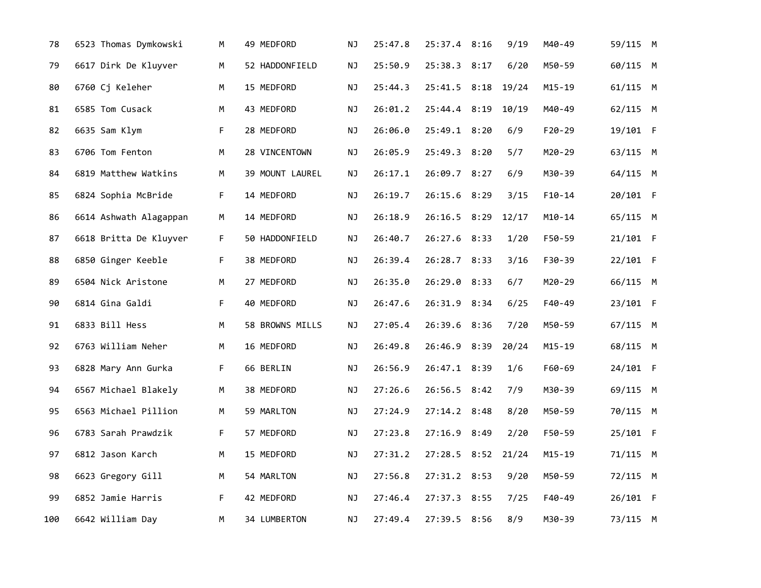| | | | | | | | | | | | | |
|---|---|---|---|---|---|---|---|---|---|---|---|---|
| 78 | 6523 | Thomas Dymkowski | M | 49 | MEDFORD | NJ | 25:47.8 | 25:37.4 | 8:16 | 9/19 | M40-49 | 59/115 M |
| 79 | 6617 | Dirk De Kluyver | M | 52 | HADDONFIELD | NJ | 25:50.9 | 25:38.3 | 8:17 | 6/20 | M50-59 | 60/115 M |
| 80 | 6760 | Cj Keleher | M | 15 | MEDFORD | NJ | 25:44.3 | 25:41.5 | 8:18 | 19/24 | M15-19 | 61/115 M |
| 81 | 6585 | Tom Cusack | M | 43 | MEDFORD | NJ | 26:01.2 | 25:44.4 | 8:19 | 10/19 | M40-49 | 62/115 M |
| 82 | 6635 | Sam Klym | F | 28 | MEDFORD | NJ | 26:06.0 | 25:49.1 | 8:20 | 6/9 | F20-29 | 19/101 F |
| 83 | 6706 | Tom Fenton | M | 28 | VINCENTOWN | NJ | 26:05.9 | 25:49.3 | 8:20 | 5/7 | M20-29 | 63/115 M |
| 84 | 6819 | Matthew Watkins | M | 39 | MOUNT LAUREL | NJ | 26:17.1 | 26:09.7 | 8:27 | 6/9 | M30-39 | 64/115 M |
| 85 | 6824 | Sophia McBride | F | 14 | MEDFORD | NJ | 26:19.7 | 26:15.6 | 8:29 | 3/15 | F10-14 | 20/101 F |
| 86 | 6614 | Ashwath Alagappan | M | 14 | MEDFORD | NJ | 26:18.9 | 26:16.5 | 8:29 | 12/17 | M10-14 | 65/115 M |
| 87 | 6618 | Britta De Kluyver | F | 50 | HADDONFIELD | NJ | 26:40.7 | 26:27.6 | 8:33 | 1/20 | F50-59 | 21/101 F |
| 88 | 6850 | Ginger Keeble | F | 38 | MEDFORD | NJ | 26:39.4 | 26:28.7 | 8:33 | 3/16 | F30-39 | 22/101 F |
| 89 | 6504 | Nick Aristone | M | 27 | MEDFORD | NJ | 26:35.0 | 26:29.0 | 8:33 | 6/7 | M20-29 | 66/115 M |
| 90 | 6814 | Gina Galdi | F | 40 | MEDFORD | NJ | 26:47.6 | 26:31.9 | 8:34 | 6/25 | F40-49 | 23/101 F |
| 91 | 6833 | Bill Hess | M | 58 | BROWNS MILLS | NJ | 27:05.4 | 26:39.6 | 8:36 | 7/20 | M50-59 | 67/115 M |
| 92 | 6763 | William Neher | M | 16 | MEDFORD | NJ | 26:49.8 | 26:46.9 | 8:39 | 20/24 | M15-19 | 68/115 M |
| 93 | 6828 | Mary Ann Gurka | F | 66 | BERLIN | NJ | 26:56.9 | 26:47.1 | 8:39 | 1/6 | F60-69 | 24/101 F |
| 94 | 6567 | Michael Blakely | M | 38 | MEDFORD | NJ | 27:26.6 | 26:56.5 | 8:42 | 7/9 | M30-39 | 69/115 M |
| 95 | 6563 | Michael Pillion | M | 59 | MARLTON | NJ | 27:24.9 | 27:14.2 | 8:48 | 8/20 | M50-59 | 70/115 M |
| 96 | 6783 | Sarah Prawdzik | F | 57 | MEDFORD | NJ | 27:23.8 | 27:16.9 | 8:49 | 2/20 | F50-59 | 25/101 F |
| 97 | 6812 | Jason Karch | M | 15 | MEDFORD | NJ | 27:31.2 | 27:28.5 | 8:52 | 21/24 | M15-19 | 71/115 M |
| 98 | 6623 | Gregory Gill | M | 54 | MARLTON | NJ | 27:56.8 | 27:31.2 | 8:53 | 9/20 | M50-59 | 72/115 M |
| 99 | 6852 | Jamie Harris | F | 42 | MEDFORD | NJ | 27:46.4 | 27:37.3 | 8:55 | 7/25 | F40-49 | 26/101 F |
| 100 | 6642 | William Day | M | 34 | LUMBERTON | NJ | 27:49.4 | 27:39.5 | 8:56 | 8/9 | M30-39 | 73/115 M |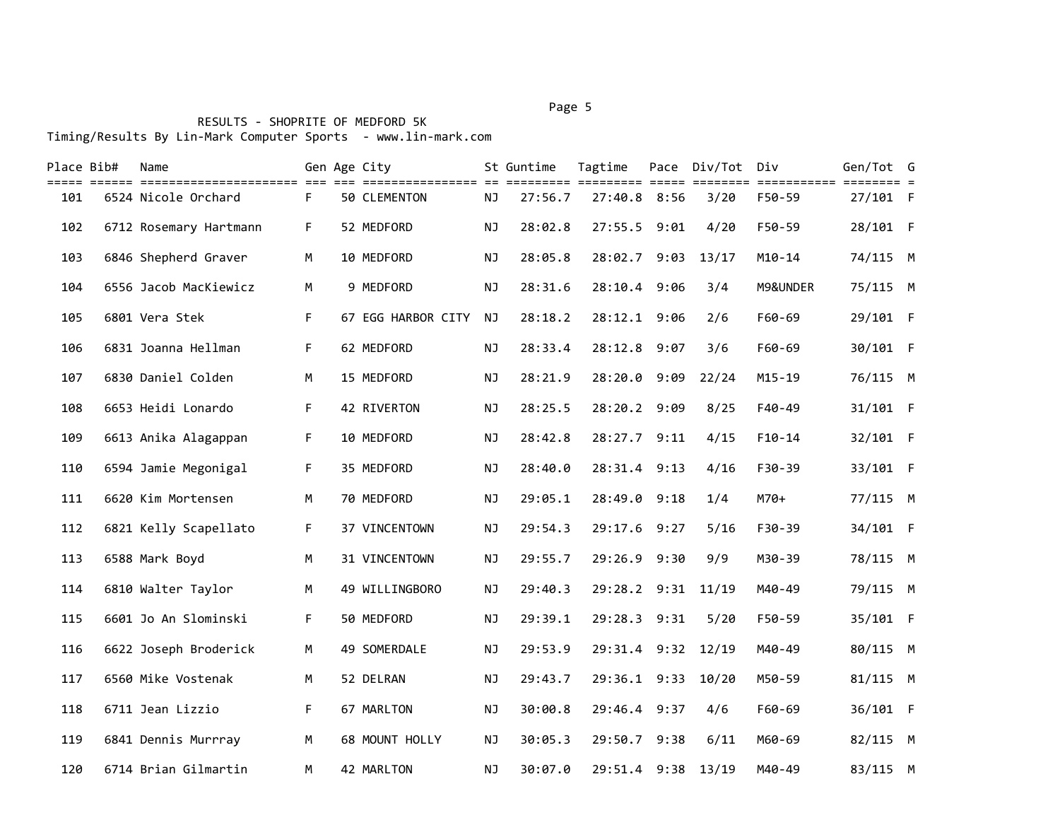RESULTS - SHOPRITE OF MEDFORD 5K

Timing/Results By Lin-Mark Computer Sports - www.lin-mark.com

| Place | Bib# | Name | Gen | Age | City | St | Guntime | Tagtime | Pace | Div/Tot | Div | Gen/Tot | G |
|---|---|---|---|---|---|---|---|---|---|---|---|---|---|
| 101 | 6524 | Nicole Orchard | F | 50 | CLEMENTON | NJ | 27:56.7 | 27:40.8 | 8:56 | 3/20 | F50-59 | 27/101 | F |
| 102 | 6712 | Rosemary Hartmann | F | 52 | MEDFORD | NJ | 28:02.8 | 27:55.5 | 9:01 | 4/20 | F50-59 | 28/101 | F |
| 103 | 6846 | Shepherd Graver | M | 10 | MEDFORD | NJ | 28:05.8 | 28:02.7 | 9:03 | 13/17 | M10-14 | 74/115 | M |
| 104 | 6556 | Jacob MacKiewicz | M | 9 | MEDFORD | NJ | 28:31.6 | 28:10.4 | 9:06 | 3/4 | M9&UNDER | 75/115 | M |
| 105 | 6801 | Vera Stek | F | 67 | EGG HARBOR CITY | NJ | 28:18.2 | 28:12.1 | 9:06 | 2/6 | F60-69 | 29/101 | F |
| 106 | 6831 | Joanna Hellman | F | 62 | MEDFORD | NJ | 28:33.4 | 28:12.8 | 9:07 | 3/6 | F60-69 | 30/101 | F |
| 107 | 6830 | Daniel Colden | M | 15 | MEDFORD | NJ | 28:21.9 | 28:20.0 | 9:09 | 22/24 | M15-19 | 76/115 | M |
| 108 | 6653 | Heidi Lonardo | F | 42 | RIVERTON | NJ | 28:25.5 | 28:20.2 | 9:09 | 8/25 | F40-49 | 31/101 | F |
| 109 | 6613 | Anika Alagappan | F | 10 | MEDFORD | NJ | 28:42.8 | 28:27.7 | 9:11 | 4/15 | F10-14 | 32/101 | F |
| 110 | 6594 | Jamie Megonigal | F | 35 | MEDFORD | NJ | 28:40.0 | 28:31.4 | 9:13 | 4/16 | F30-39 | 33/101 | F |
| 111 | 6620 | Kim Mortensen | M | 70 | MEDFORD | NJ | 29:05.1 | 28:49.0 | 9:18 | 1/4 | M70+ | 77/115 | M |
| 112 | 6821 | Kelly Scapellato | F | 37 | VINCENTOWN | NJ | 29:54.3 | 29:17.6 | 9:27 | 5/16 | F30-39 | 34/101 | F |
| 113 | 6588 | Mark Boyd | M | 31 | VINCENTOWN | NJ | 29:55.7 | 29:26.9 | 9:30 | 9/9 | M30-39 | 78/115 | M |
| 114 | 6810 | Walter Taylor | M | 49 | WILLINGBORO | NJ | 29:40.3 | 29:28.2 | 9:31 | 11/19 | M40-49 | 79/115 | M |
| 115 | 6601 | Jo An Slominski | F | 50 | MEDFORD | NJ | 29:39.1 | 29:28.3 | 9:31 | 5/20 | F50-59 | 35/101 | F |
| 116 | 6622 | Joseph Broderick | M | 49 | SOMERDALE | NJ | 29:53.9 | 29:31.4 | 9:32 | 12/19 | M40-49 | 80/115 | M |
| 117 | 6560 | Mike Vostenak | M | 52 | DELRAN | NJ | 29:43.7 | 29:36.1 | 9:33 | 10/20 | M50-59 | 81/115 | M |
| 118 | 6711 | Jean Lizzio | F | 67 | MARLTON | NJ | 30:00.8 | 29:46.4 | 9:37 | 4/6 | F60-69 | 36/101 | F |
| 119 | 6841 | Dennis Murrray | M | 68 | MOUNT HOLLY | NJ | 30:05.3 | 29:50.7 | 9:38 | 6/11 | M60-69 | 82/115 | M |
| 120 | 6714 | Brian Gilmartin | M | 42 | MARLTON | NJ | 30:07.0 | 29:51.4 | 9:38 | 13/19 | M40-49 | 83/115 | M |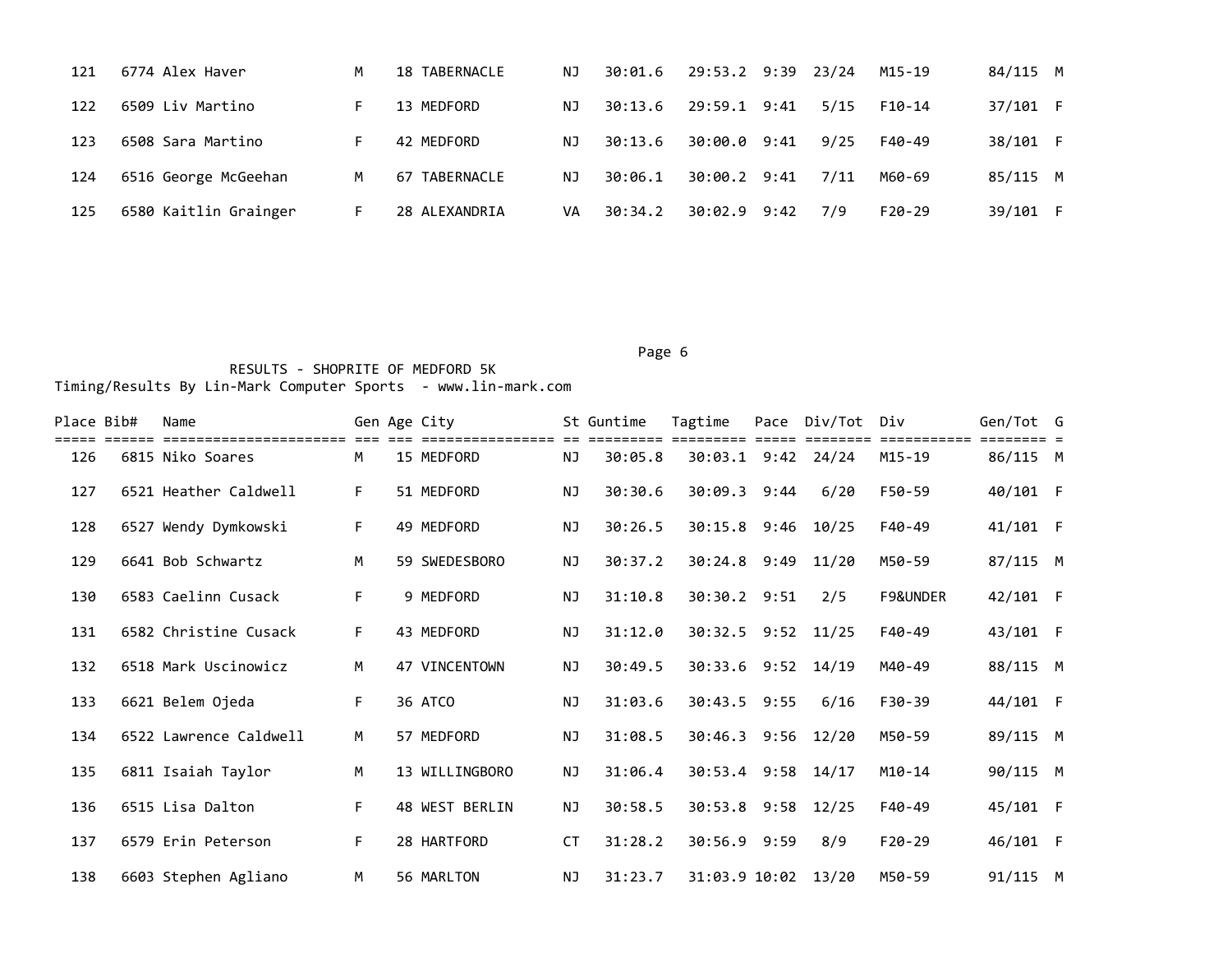| Place | Bib# | Name | Gen | Age | City | St | Guntime | Tagtime | Pace | Div/Tot | Div | Gen/Tot | G |
|---|---|---|---|---|---|---|---|---|---|---|---|---|---|
| 121 | 6774 | Alex Haver | M | 18 | TABERNACLE | NJ | 30:01.6 | 29:53.2 | 9:39 | 23/24 | M15-19 | 84/115 | M |
| 122 | 6509 | Liv Martino | F | 13 | MEDFORD | NJ | 30:13.6 | 29:59.1 | 9:41 | 5/15 | F10-14 | 37/101 | F |
| 123 | 6508 | Sara Martino | F | 42 | MEDFORD | NJ | 30:13.6 | 30:00.0 | 9:41 | 9/25 | F40-49 | 38/101 | F |
| 124 | 6516 | George McGeehan | M | 67 | TABERNACLE | NJ | 30:06.1 | 30:00.2 | 9:41 | 7/11 | M60-69 | 85/115 | M |
| 125 | 6580 | Kaitlin Grainger | F | 28 | ALEXANDRIA | VA | 30:34.2 | 30:02.9 | 9:42 | 7/9 | F20-29 | 39/101 | F |

RESULTS - SHOPRITE OF MEDFORD 5K

Timing/Results By Lin-Mark Computer Sports - www.lin-mark.com

| Place | Bib# | Name | Gen | Age | City | St | Guntime | Tagtime | Pace | Div/Tot | Div | Gen/Tot | G |
|---|---|---|---|---|---|---|---|---|---|---|---|---|---|
| 126 | 6815 | Niko Soares | M | 15 | MEDFORD | NJ | 30:05.8 | 30:03.1 | 9:42 | 24/24 | M15-19 | 86/115 | M |
| 127 | 6521 | Heather Caldwell | F | 51 | MEDFORD | NJ | 30:30.6 | 30:09.3 | 9:44 | 6/20 | F50-59 | 40/101 | F |
| 128 | 6527 | Wendy Dymkowski | F | 49 | MEDFORD | NJ | 30:26.5 | 30:15.8 | 9:46 | 10/25 | F40-49 | 41/101 | F |
| 129 | 6641 | Bob Schwartz | M | 59 | SWEDESBORO | NJ | 30:37.2 | 30:24.8 | 9:49 | 11/20 | M50-59 | 87/115 | M |
| 130 | 6583 | Caelinn Cusack | F | 9 | MEDFORD | NJ | 31:10.8 | 30:30.2 | 9:51 | 2/5 | F9&UNDER | 42/101 | F |
| 131 | 6582 | Christine Cusack | F | 43 | MEDFORD | NJ | 31:12.0 | 30:32.5 | 9:52 | 11/25 | F40-49 | 43/101 | F |
| 132 | 6518 | Mark Uscinowicz | M | 47 | VINCENTOWN | NJ | 30:49.5 | 30:33.6 | 9:52 | 14/19 | M40-49 | 88/115 | M |
| 133 | 6621 | Belem Ojeda | F | 36 | ATCO | NJ | 31:03.6 | 30:43.5 | 9:55 | 6/16 | F30-39 | 44/101 | F |
| 134 | 6522 | Lawrence Caldwell | M | 57 | MEDFORD | NJ | 31:08.5 | 30:46.3 | 9:56 | 12/20 | M50-59 | 89/115 | M |
| 135 | 6811 | Isaiah Taylor | M | 13 | WILLINGBORO | NJ | 31:06.4 | 30:53.4 | 9:58 | 14/17 | M10-14 | 90/115 | M |
| 136 | 6515 | Lisa Dalton | F | 48 | WEST BERLIN | NJ | 30:58.5 | 30:53.8 | 9:58 | 12/25 | F40-49 | 45/101 | F |
| 137 | 6579 | Erin Peterson | F | 28 | HARTFORD | CT | 31:28.2 | 30:56.9 | 9:59 | 8/9 | F20-29 | 46/101 | F |
| 138 | 6603 | Stephen Agliano | M | 56 | MARLTON | NJ | 31:23.7 | 31:03.9 | 10:02 | 13/20 | M50-59 | 91/115 | M |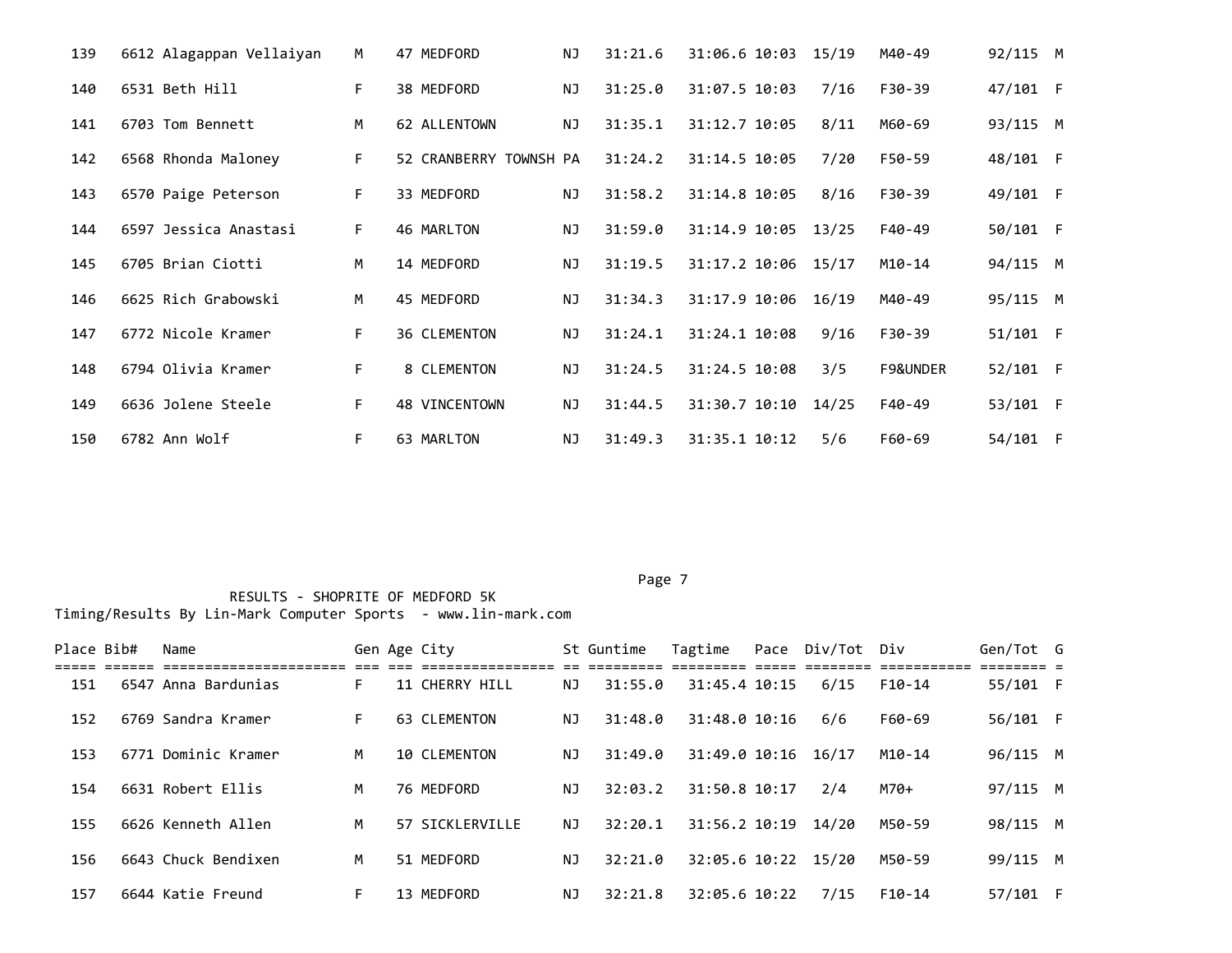| Place | Bib# | Name | Gen | Age | City | St | Guntime | Tagtime | Pace | Div/Tot | Div | Gen/Tot | G |
|---|---|---|---|---|---|---|---|---|---|---|---|---|---|
| 139 | 6612 | Alagappan Vellaiyan | M | 47 | MEDFORD | NJ | 31:21.6 | 31:06.6 | 10:03 | 15/19 | M40-49 | 92/115 | M |
| 140 | 6531 | Beth Hill | F | 38 | MEDFORD | NJ | 31:25.0 | 31:07.5 | 10:03 | 7/16 | F30-39 | 47/101 | F |
| 141 | 6703 | Tom Bennett | M | 62 | ALLENTOWN | NJ | 31:35.1 | 31:12.7 | 10:05 | 8/11 | M60-69 | 93/115 | M |
| 142 | 6568 | Rhonda Maloney | F | 52 | CRANBERRY TOWNSH | PA | 31:24.2 | 31:14.5 | 10:05 | 7/20 | F50-59 | 48/101 | F |
| 143 | 6570 | Paige Peterson | F | 33 | MEDFORD | NJ | 31:58.2 | 31:14.8 | 10:05 | 8/16 | F30-39 | 49/101 | F |
| 144 | 6597 | Jessica Anastasi | F | 46 | MARLTON | NJ | 31:59.0 | 31:14.9 | 10:05 | 13/25 | F40-49 | 50/101 | F |
| 145 | 6705 | Brian Ciotti | M | 14 | MEDFORD | NJ | 31:19.5 | 31:17.2 | 10:06 | 15/17 | M10-14 | 94/115 | M |
| 146 | 6625 | Rich Grabowski | M | 45 | MEDFORD | NJ | 31:34.3 | 31:17.9 | 10:06 | 16/19 | M40-49 | 95/115 | M |
| 147 | 6772 | Nicole Kramer | F | 36 | CLEMENTON | NJ | 31:24.1 | 31:24.1 | 10:08 | 9/16 | F30-39 | 51/101 | F |
| 148 | 6794 | Olivia Kramer | F | 8 | CLEMENTON | NJ | 31:24.5 | 31:24.5 | 10:08 | 3/5 | F9&UNDER | 52/101 | F |
| 149 | 6636 | Jolene Steele | F | 48 | VINCENTOWN | NJ | 31:44.5 | 31:30.7 | 10:10 | 14/25 | F40-49 | 53/101 | F |
| 150 | 6782 | Ann Wolf | F | 63 | MARLTON | NJ | 31:49.3 | 31:35.1 | 10:12 | 5/6 | F60-69 | 54/101 | F |

RESULTS - SHOPRITE OF MEDFORD 5K

Timing/Results By Lin-Mark Computer Sports - www.lin-mark.com

| Place | Bib# | Name | Gen | Age | City | St | Guntime | Tagtime | Pace | Div/Tot | Div | Gen/Tot | G |
|---|---|---|---|---|---|---|---|---|---|---|---|---|---|
| 151 | 6547 | Anna Bardunias | F | 11 | CHERRY HILL | NJ | 31:55.0 | 31:45.4 | 10:15 | 6/15 | F10-14 | 55/101 | F |
| 152 | 6769 | Sandra Kramer | F | 63 | CLEMENTON | NJ | 31:48.0 | 31:48.0 | 10:16 | 6/6 | F60-69 | 56/101 | F |
| 153 | 6771 | Dominic Kramer | M | 10 | CLEMENTON | NJ | 31:49.0 | 31:49.0 | 10:16 | 16/17 | M10-14 | 96/115 | M |
| 154 | 6631 | Robert Ellis | M | 76 | MEDFORD | NJ | 32:03.2 | 31:50.8 | 10:17 | 2/4 | M70+ | 97/115 | M |
| 155 | 6626 | Kenneth Allen | M | 57 | SICKLERVILLE | NJ | 32:20.1 | 31:56.2 | 10:19 | 14/20 | M50-59 | 98/115 | M |
| 156 | 6643 | Chuck Bendixen | M | 51 | MEDFORD | NJ | 32:21.0 | 32:05.6 | 10:22 | 15/20 | M50-59 | 99/115 | M |
| 157 | 6644 | Katie Freund | F | 13 | MEDFORD | NJ | 32:21.8 | 32:05.6 | 10:22 | 7/15 | F10-14 | 57/101 | F |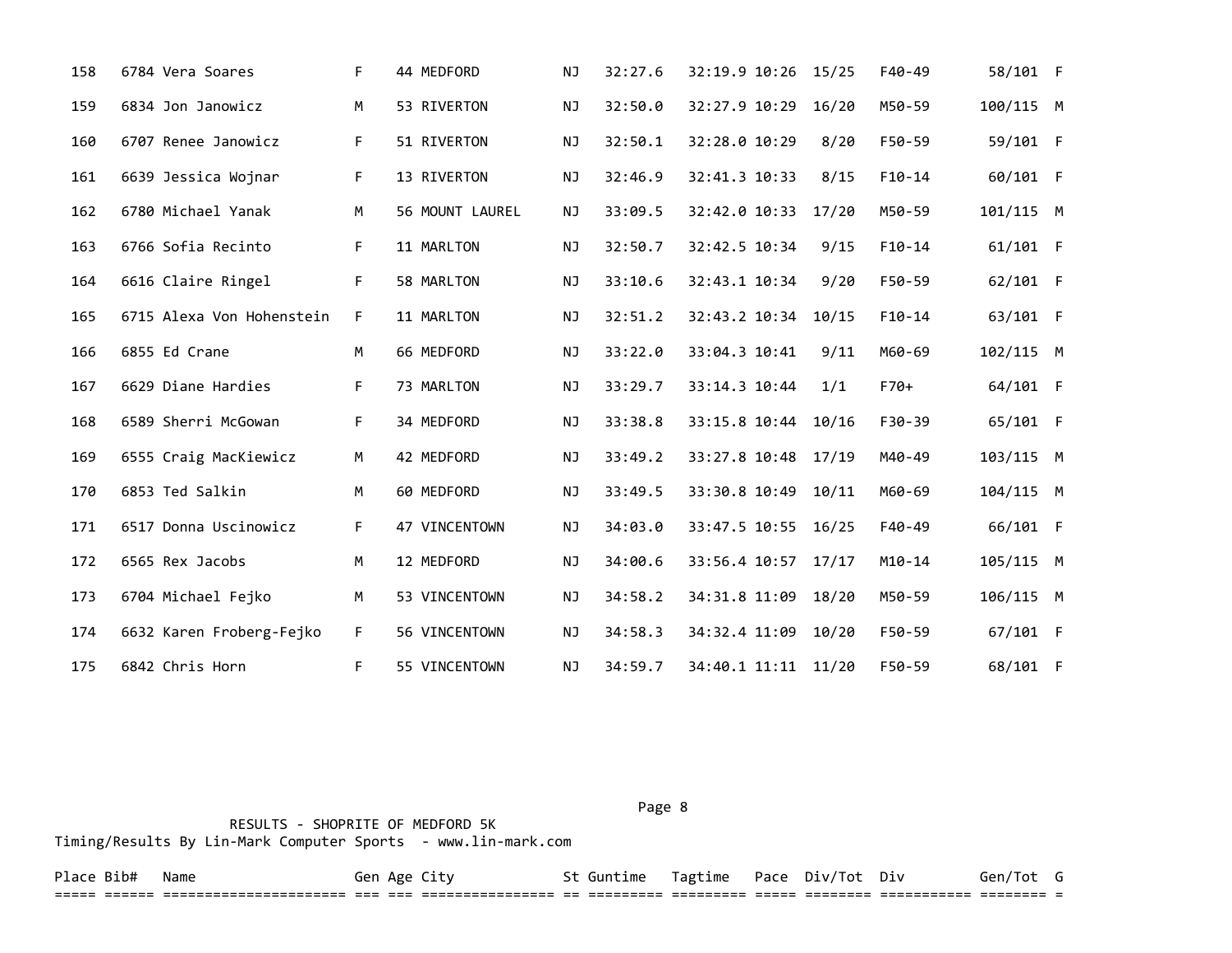| Place | Bib# | Name | Gen | Age | City | St | Guntime | Tagtime | Pace | Div/Tot | Div | Gen/Tot | G |
|---|---|---|---|---|---|---|---|---|---|---|---|---|---|
| 158 | 6784 | Vera Soares | F | 44 | MEDFORD | NJ | 32:27.6 | 32:19.9 | 10:26 | 15/25 | F40-49 | 58/101 | F |
| 159 | 6834 | Jon Janowicz | M | 53 | RIVERTON | NJ | 32:50.0 | 32:27.9 | 10:29 | 16/20 | M50-59 | 100/115 | M |
| 160 | 6707 | Renee Janowicz | F | 51 | RIVERTON | NJ | 32:50.1 | 32:28.0 | 10:29 | 8/20 | F50-59 | 59/101 | F |
| 161 | 6639 | Jessica Wojnar | F | 13 | RIVERTON | NJ | 32:46.9 | 32:41.3 | 10:33 | 8/15 | F10-14 | 60/101 | F |
| 162 | 6780 | Michael Yanak | M | 56 | MOUNT LAUREL | NJ | 33:09.5 | 32:42.0 | 10:33 | 17/20 | M50-59 | 101/115 | M |
| 163 | 6766 | Sofia Recinto | F | 11 | MARLTON | NJ | 32:50.7 | 32:42.5 | 10:34 | 9/15 | F10-14 | 61/101 | F |
| 164 | 6616 | Claire Ringel | F | 58 | MARLTON | NJ | 33:10.6 | 32:43.1 | 10:34 | 9/20 | F50-59 | 62/101 | F |
| 165 | 6715 | Alexa Von Hohenstein | F | 11 | MARLTON | NJ | 32:51.2 | 32:43.2 | 10:34 | 10/15 | F10-14 | 63/101 | F |
| 166 | 6855 | Ed Crane | M | 66 | MEDFORD | NJ | 33:22.0 | 33:04.3 | 10:41 | 9/11 | M60-69 | 102/115 | M |
| 167 | 6629 | Diane Hardies | F | 73 | MARLTON | NJ | 33:29.7 | 33:14.3 | 10:44 | 1/1 | F70+ | 64/101 | F |
| 168 | 6589 | Sherri McGowan | F | 34 | MEDFORD | NJ | 33:38.8 | 33:15.8 | 10:44 | 10/16 | F30-39 | 65/101 | F |
| 169 | 6555 | Craig MacKiewicz | M | 42 | MEDFORD | NJ | 33:49.2 | 33:27.8 | 10:48 | 17/19 | M40-49 | 103/115 | M |
| 170 | 6853 | Ted Salkin | M | 60 | MEDFORD | NJ | 33:49.5 | 33:30.8 | 10:49 | 10/11 | M60-69 | 104/115 | M |
| 171 | 6517 | Donna Uscinowicz | F | 47 | VINCENTOWN | NJ | 34:03.0 | 33:47.5 | 10:55 | 16/25 | F40-49 | 66/101 | F |
| 172 | 6565 | Rex Jacobs | M | 12 | MEDFORD | NJ | 34:00.6 | 33:56.4 | 10:57 | 17/17 | M10-14 | 105/115 | M |
| 173 | 6704 | Michael Fejko | M | 53 | VINCENTOWN | NJ | 34:58.2 | 34:31.8 | 11:09 | 18/20 | M50-59 | 106/115 | M |
| 174 | 6632 | Karen Froberg-Fejko | F | 56 | VINCENTOWN | NJ | 34:58.3 | 34:32.4 | 11:09 | 10/20 | F50-59 | 67/101 | F |
| 175 | 6842 | Chris Horn | F | 55 | VINCENTOWN | NJ | 34:59.7 | 34:40.1 | 11:11 | 11/20 | F50-59 | 68/101 | F |

RESULTS - SHOPRITE OF MEDFORD 5K
Timing/Results By Lin-Mark Computer Sports - www.lin-mark.com

| Place | Bib# | Name | Gen | Age | City | St | Guntime | Tagtime | Pace | Div/Tot | Div | Gen/Tot | G |
|---|---|---|---|---|---|---|---|---|---|---|---|---|---|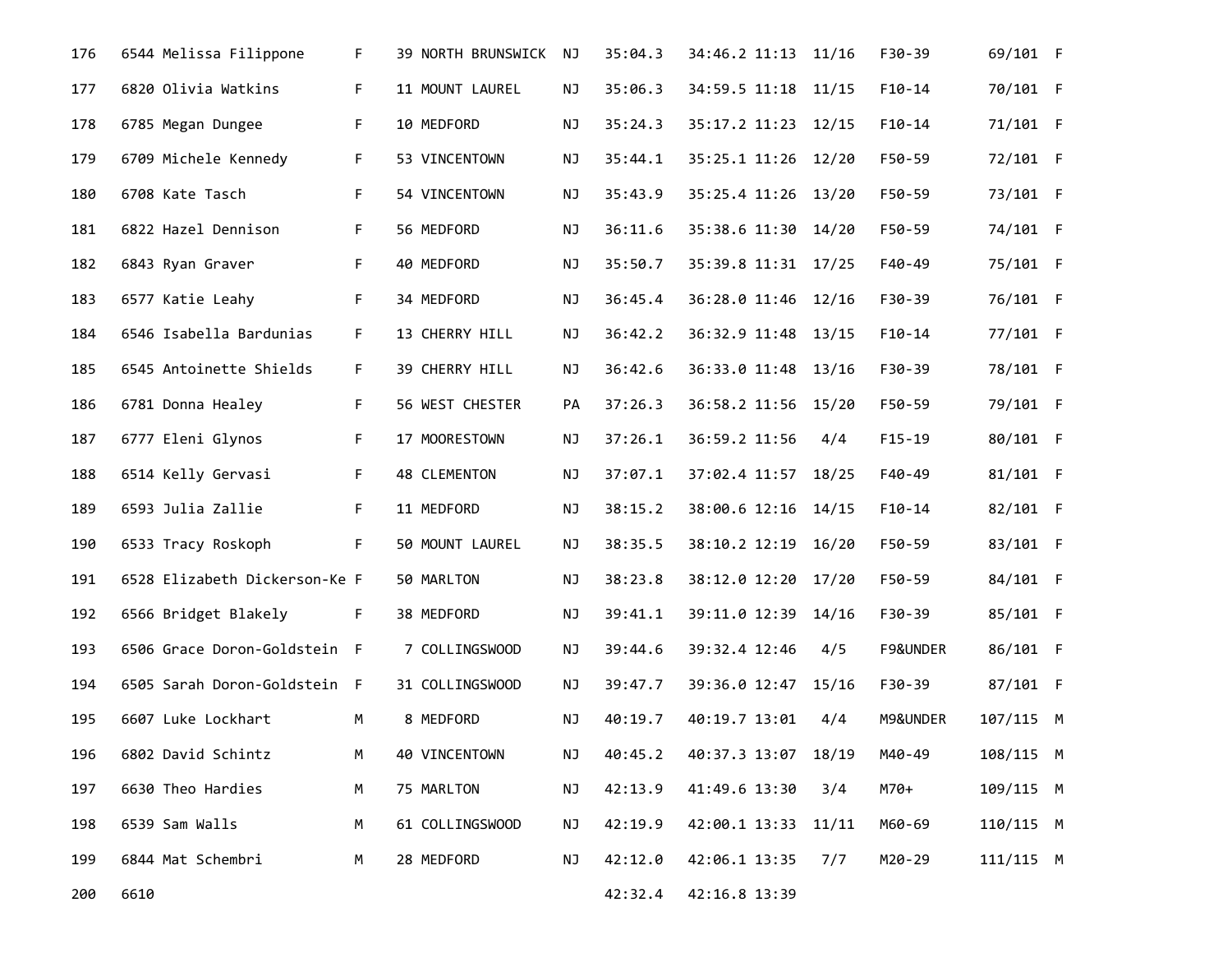| | | | | | | | | | | | | | |
|---|---|---|---|---|---|---|---|---|---|---|---|---|---|
| 176 | 6544 | Melissa Filippone | F | 39 | NORTH BRUNSWICK | NJ | 35:04.3 | 34:46.2 | 11:13 | 11/16 | F30-39 | 69/101 | F |
| 177 | 6820 | Olivia Watkins | F | 11 | MOUNT LAUREL | NJ | 35:06.3 | 34:59.5 | 11:18 | 11/15 | F10-14 | 70/101 | F |
| 178 | 6785 | Megan Dungee | F | 10 | MEDFORD | NJ | 35:24.3 | 35:17.2 | 11:23 | 12/15 | F10-14 | 71/101 | F |
| 179 | 6709 | Michele Kennedy | F | 53 | VINCENTOWN | NJ | 35:44.1 | 35:25.1 | 11:26 | 12/20 | F50-59 | 72/101 | F |
| 180 | 6708 | Kate Tasch | F | 54 | VINCENTOWN | NJ | 35:43.9 | 35:25.4 | 11:26 | 13/20 | F50-59 | 73/101 | F |
| 181 | 6822 | Hazel Dennison | F | 56 | MEDFORD | NJ | 36:11.6 | 35:38.6 | 11:30 | 14/20 | F50-59 | 74/101 | F |
| 182 | 6843 | Ryan Graver | F | 40 | MEDFORD | NJ | 35:50.7 | 35:39.8 | 11:31 | 17/25 | F40-49 | 75/101 | F |
| 183 | 6577 | Katie Leahy | F | 34 | MEDFORD | NJ | 36:45.4 | 36:28.0 | 11:46 | 12/16 | F30-39 | 76/101 | F |
| 184 | 6546 | Isabella Bardunias | F | 13 | CHERRY HILL | NJ | 36:42.2 | 36:32.9 | 11:48 | 13/15 | F10-14 | 77/101 | F |
| 185 | 6545 | Antoinette Shields | F | 39 | CHERRY HILL | NJ | 36:42.6 | 36:33.0 | 11:48 | 13/16 | F30-39 | 78/101 | F |
| 186 | 6781 | Donna Healey | F | 56 | WEST CHESTER | PA | 37:26.3 | 36:58.2 | 11:56 | 15/20 | F50-59 | 79/101 | F |
| 187 | 6777 | Eleni Glynos | F | 17 | MOORESTOWN | NJ | 37:26.1 | 36:59.2 | 11:56 | 4/4 | F15-19 | 80/101 | F |
| 188 | 6514 | Kelly Gervasi | F | 48 | CLEMENTON | NJ | 37:07.1 | 37:02.4 | 11:57 | 18/25 | F40-49 | 81/101 | F |
| 189 | 6593 | Julia Zallie | F | 11 | MEDFORD | NJ | 38:15.2 | 38:00.6 | 12:16 | 14/15 | F10-14 | 82/101 | F |
| 190 | 6533 | Tracy Roskoph | F | 50 | MOUNT LAUREL | NJ | 38:35.5 | 38:10.2 | 12:19 | 16/20 | F50-59 | 83/101 | F |
| 191 | 6528 | Elizabeth Dickerson-Ke | F | 50 | MARLTON | NJ | 38:23.8 | 38:12.0 | 12:20 | 17/20 | F50-59 | 84/101 | F |
| 192 | 6566 | Bridget Blakely | F | 38 | MEDFORD | NJ | 39:41.1 | 39:11.0 | 12:39 | 14/16 | F30-39 | 85/101 | F |
| 193 | 6506 | Grace Doron-Goldstein | F | 7 | COLLINGSWOOD | NJ | 39:44.6 | 39:32.4 | 12:46 | 4/5 | F9&UNDER | 86/101 | F |
| 194 | 6505 | Sarah Doron-Goldstein | F | 31 | COLLINGSWOOD | NJ | 39:47.7 | 39:36.0 | 12:47 | 15/16 | F30-39 | 87/101 | F |
| 195 | 6607 | Luke Lockhart | M | 8 | MEDFORD | NJ | 40:19.7 | 40:19.7 | 13:01 | 4/4 | M9&UNDER | 107/115 | M |
| 196 | 6802 | David Schintz | M | 40 | VINCENTOWN | NJ | 40:45.2 | 40:37.3 | 13:07 | 18/19 | M40-49 | 108/115 | M |
| 197 | 6630 | Theo Hardies | M | 75 | MARLTON | NJ | 42:13.9 | 41:49.6 | 13:30 | 3/4 | M70+ | 109/115 | M |
| 198 | 6539 | Sam Walls | M | 61 | COLLINGSWOOD | NJ | 42:19.9 | 42:00.1 | 13:33 | 11/11 | M60-69 | 110/115 | M |
| 199 | 6844 | Mat Schembri | M | 28 | MEDFORD | NJ | 42:12.0 | 42:06.1 | 13:35 | 7/7 | M20-29 | 111/115 | M |
| 200 | 6610 | | | | | | 42:32.4 | 42:16.8 | 13:39 | | | | |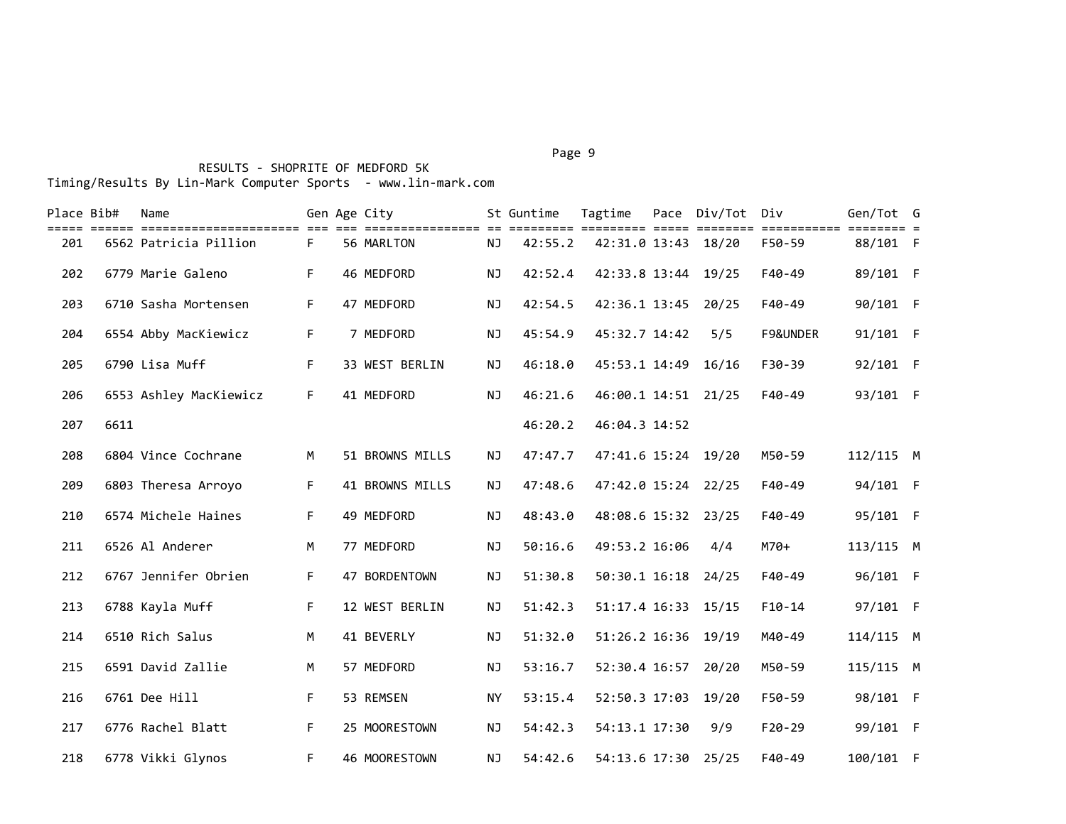RESULTS - SHOPRITE OF MEDFORD 5K

Timing/Results By Lin-Mark Computer Sports - www.lin-mark.com

| Place | Bib# | Name | Gen | Age | City | St | Guntime | Tagtime | Pace | Div/Tot | Div | Gen/Tot | G |
|---|---|---|---|---|---|---|---|---|---|---|---|---|---|
| 201 | 6562 | Patricia Pillion | F | 56 | MARLTON | NJ | 42:55.2 | 42:31.0 | 13:43 | 18/20 | F50-59 | 88/101 | F |
| 202 | 6779 | Marie Galeno | F | 46 | MEDFORD | NJ | 42:52.4 | 42:33.8 | 13:44 | 19/25 | F40-49 | 89/101 | F |
| 203 | 6710 | Sasha Mortensen | F | 47 | MEDFORD | NJ | 42:54.5 | 42:36.1 | 13:45 | 20/25 | F40-49 | 90/101 | F |
| 204 | 6554 | Abby MacKiewicz | F | 7 | MEDFORD | NJ | 45:54.9 | 45:32.7 | 14:42 | 5/5 | F9&UNDER | 91/101 | F |
| 205 | 6790 | Lisa Muff | F | 33 | WEST BERLIN | NJ | 46:18.0 | 45:53.1 | 14:49 | 16/16 | F30-39 | 92/101 | F |
| 206 | 6553 | Ashley MacKiewicz | F | 41 | MEDFORD | NJ | 46:21.6 | 46:00.1 | 14:51 | 21/25 | F40-49 | 93/101 | F |
| 207 | 6611 | | | | | | 46:20.2 | 46:04.3 | 14:52 | | | | |
| 208 | 6804 | Vince Cochrane | M | 51 | BROWNS MILLS | NJ | 47:47.7 | 47:41.6 | 15:24 | 19/20 | M50-59 | 112/115 | M |
| 209 | 6803 | Theresa Arroyo | F | 41 | BROWNS MILLS | NJ | 47:48.6 | 47:42.0 | 15:24 | 22/25 | F40-49 | 94/101 | F |
| 210 | 6574 | Michele Haines | F | 49 | MEDFORD | NJ | 48:43.0 | 48:08.6 | 15:32 | 23/25 | F40-49 | 95/101 | F |
| 211 | 6526 | Al Anderer | M | 77 | MEDFORD | NJ | 50:16.6 | 49:53.2 | 16:06 | 4/4 | M70+ | 113/115 | M |
| 212 | 6767 | Jennifer Obrien | F | 47 | BORDENTOWN | NJ | 51:30.8 | 50:30.1 | 16:18 | 24/25 | F40-49 | 96/101 | F |
| 213 | 6788 | Kayla Muff | F | 12 | WEST BERLIN | NJ | 51:42.3 | 51:17.4 | 16:33 | 15/15 | F10-14 | 97/101 | F |
| 214 | 6510 | Rich Salus | M | 41 | BEVERLY | NJ | 51:32.0 | 51:26.2 | 16:36 | 19/19 | M40-49 | 114/115 | M |
| 215 | 6591 | David Zallie | M | 57 | MEDFORD | NJ | 53:16.7 | 52:30.4 | 16:57 | 20/20 | M50-59 | 115/115 | M |
| 216 | 6761 | Dee Hill | F | 53 | REMSEN | NY | 53:15.4 | 52:50.3 | 17:03 | 19/20 | F50-59 | 98/101 | F |
| 217 | 6776 | Rachel Blatt | F | 25 | MOORESTOWN | NJ | 54:42.3 | 54:13.1 | 17:30 | 9/9 | F20-29 | 99/101 | F |
| 218 | 6778 | Vikki Glynos | F | 46 | MOORESTOWN | NJ | 54:42.6 | 54:13.6 | 17:30 | 25/25 | F40-49 | 100/101 | F |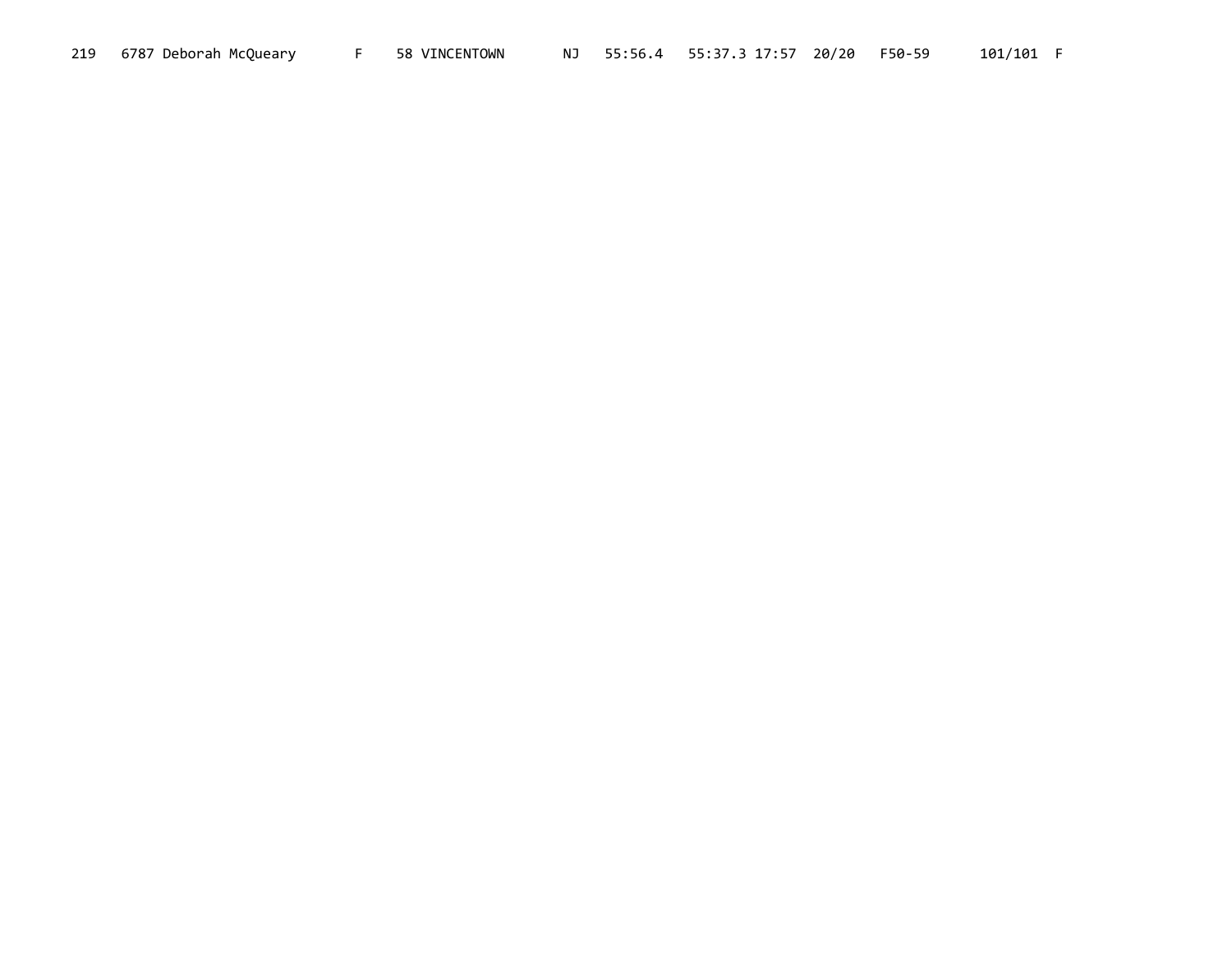| | | | | | | | | | | | | |
|---|---|---|---|---|---|---|---|---|---|---|---|---|
| 219 | 6787 | Deborah McQueary | F | 58 | VINCENTOWN | NJ | 55:56.4 | 55:37.3 | 17:57 | 20/20 | F50-59 | 101/101 F |